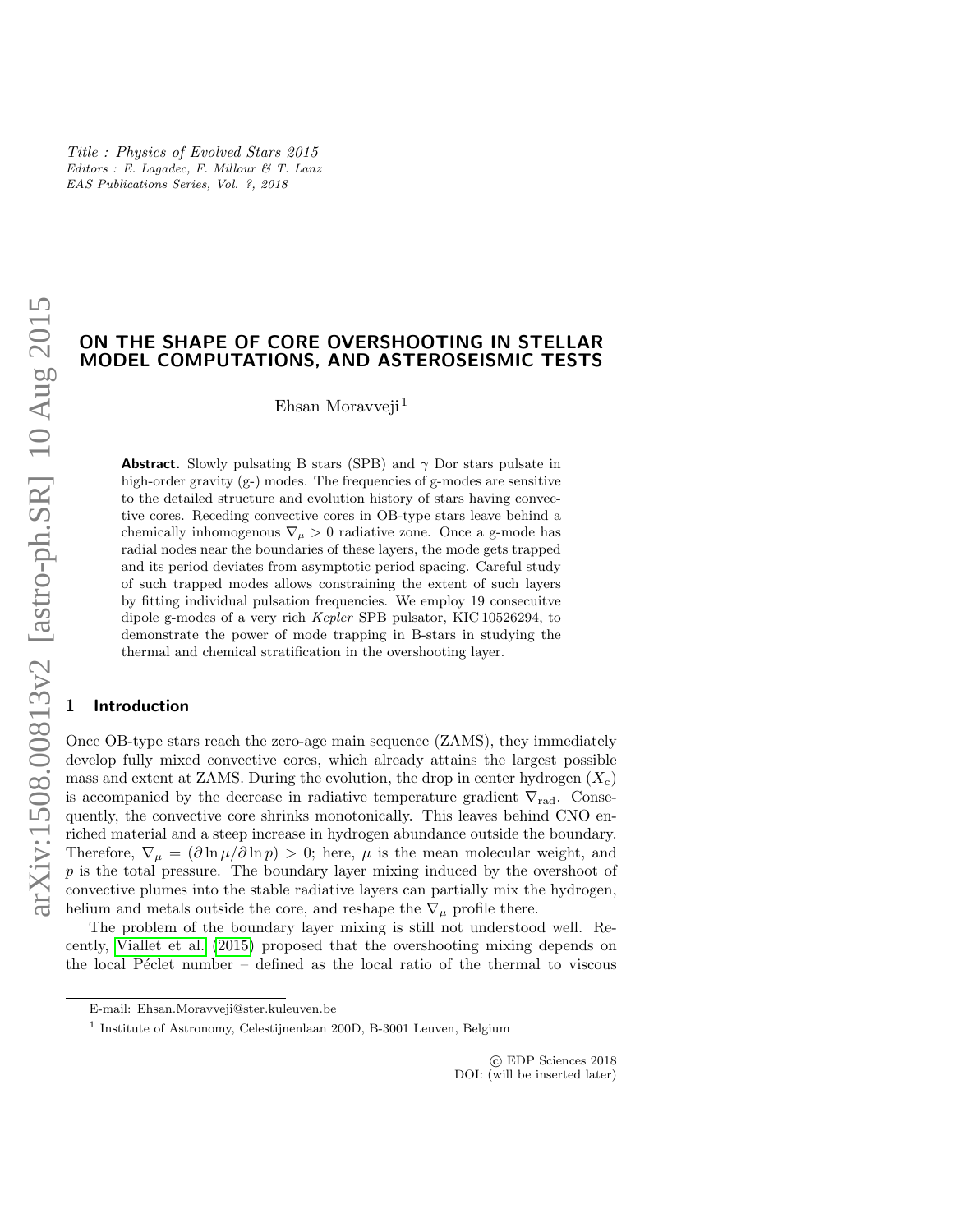Title : Physics of Evolved Stars 2015
Editors : E. Lagadec, F. Millour & T. Lanz
EAS Publications Series, Vol. ?, 2018

# ON THE SHAPE OF CORE OVERSHOOTING IN STELLAR MODEL COMPUTATIONS, AND ASTEROSEISMIC TESTS

Ehsan Moravveji[1]

**Abstract.** Slowly pulsating B stars (SPB) and $\gamma$ Dor stars pulsate in high-order gravity (g-) modes. The frequencies of g-modes are sensitive to the detailed structure and evolution history of stars having convective cores. Receding convective cores in OB-type stars leave behind a chemically inhomogenous $\nabla_\mu > 0$ radiative zone. Once a g-mode has radial nodes near the boundaries of these layers, the mode gets trapped and its period deviates from asymptotic period spacing. Careful study of such trapped modes allows constraining the extent of such layers by fitting individual pulsation frequencies. We employ 19 consecuitve dipole g-modes of a very rich *Kepler* SPB pulsator, KIC 10526294, to demonstrate the power of mode trapping in B-stars in studying the thermal and chemical stratification in the overshooting layer.

## 1 Introduction

Once OB-type stars reach the zero-age main sequence (ZAMS), they immediately develop fully mixed convective cores, which already attains the largest possible mass and extent at ZAMS. During the evolution, the drop in center hydrogen ($X_c$) is accompanied by the decrease in radiative temperature gradient $\nabla_{\rm rad}$. Consequently, the convective core shrinks monotonically. This leaves behind CNO enriched material and a steep increase in hydrogen abundance outside the boundary. Therefore, $\nabla_\mu = (\partial \ln \mu / \partial \ln p) > 0$; here, $\mu$ is the mean molecular weight, and $p$ is the total pressure. The boundary layer mixing induced by the overshoot of convective plumes into the stable radiative layers can partially mix the hydrogen, helium and metals outside the core, and reshape the $\nabla_\mu$ profile there.

The problem of the boundary layer mixing is still not understood well. Recently, Viallet et al. (2015) proposed that the overshooting mixing depends on the local Péclet number – defined as the local ratio of the thermal to viscous

E-mail: Ehsan.Moravveji@ster.kuleuven.be

[1] Institute of Astronomy, Celestijnenlaan 200D, B-3001 Leuven, Belgium

© EDP Sciences 2018
DOI: (will be inserted later)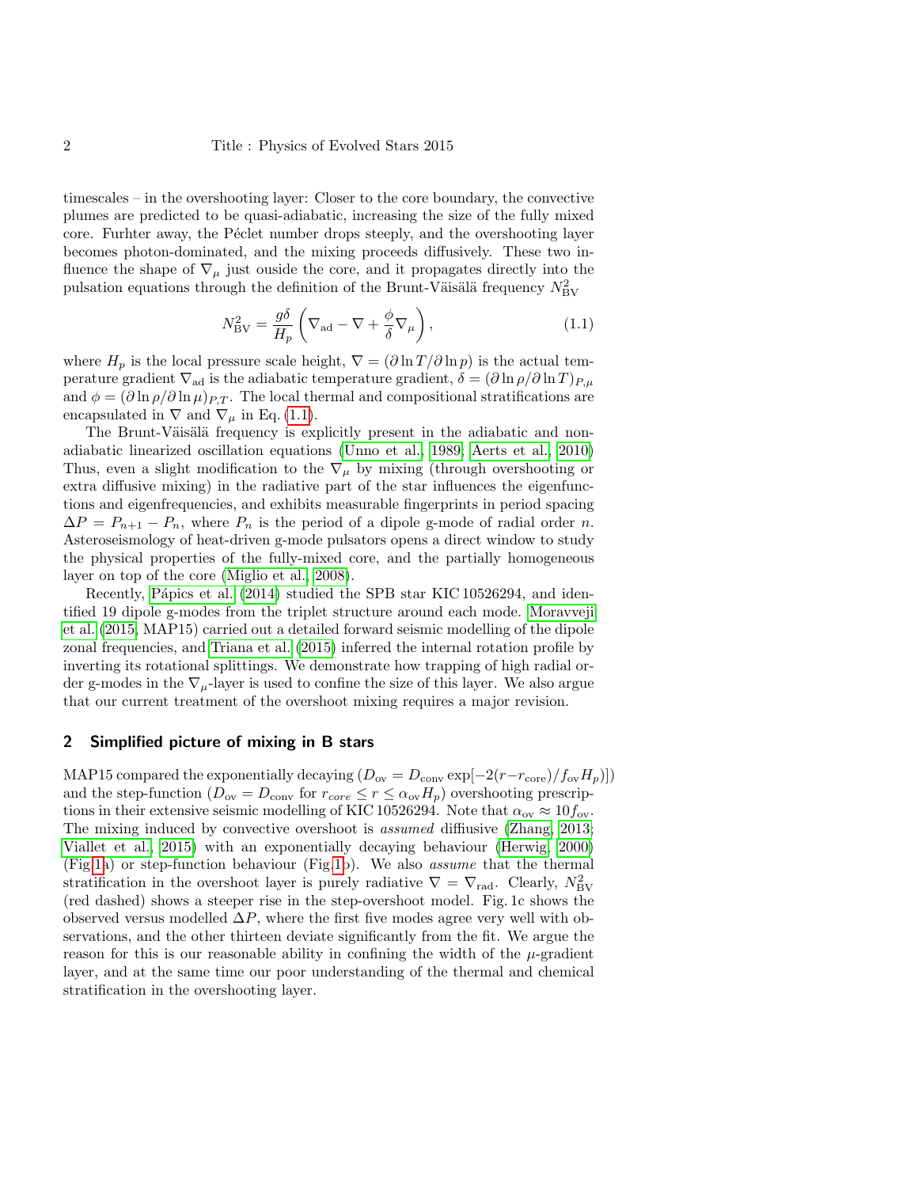timescales – in the overshooting layer: Closer to the core boundary, the convective plumes are predicted to be quasi-adiabatic, increasing the size of the fully mixed core. Furhter away, the Péclet number drops steeply, and the overshooting layer becomes photon-dominated, and the mixing proceeds diffusively. These two influence the shape of $\nabla_\mu$ just ouside the core, and it propagates directly into the pulsation equations through the definition of the Brunt-Väisälä frequency $N^2_{\rm BV}$

$$N^2_{\rm BV} = \frac{g\delta}{H_p}\left(\nabla_{\rm ad} - \nabla + \frac{\phi}{\delta}\nabla_\mu\right), \tag{1.1}$$

where $H_p$ is the local pressure scale height, $\nabla = (\partial \ln T/\partial \ln p)$ is the actual temperature gradient $\nabla_{\rm ad}$ is the adiabatic temperature gradient, $\delta = (\partial \ln \rho/\partial \ln T)_{P,\mu}$ and $\phi = (\partial \ln \rho/\partial \ln \mu)_{P,T}$. The local thermal and compositional stratifications are encapsulated in $\nabla$ and $\nabla_\mu$ in Eq. (1.1).

The Brunt-Väisälä frequency is explicitly present in the adiabatic and non-adiabatic linearized oscillation equations (Unno et al., 1989; Aerts et al., 2010) Thus, even a slight modification to the $\nabla_\mu$ by mixing (through overshooting or extra diffusive mixing) in the radiative part of the star influences the eigenfunctions and eigenfrequencies, and exhibits measurable fingerprints in period spacing $\Delta P = P_{n+1} - P_n$, where $P_n$ is the period of a dipole g-mode of radial order $n$. Asteroseismology of heat-driven g-mode pulsators opens a direct window to study the physical properties of the fully-mixed core, and the partially homogeneous layer on top of the core (Miglio et al., 2008).

Recently, Pápics et al. (2014) studied the SPB star KIC 10526294, and identified 19 dipole g-modes from the triplet structure around each mode. Moravveji et al. (2015, MAP15) carried out a detailed forward seismic modelling of the dipole zonal frequencies, and Triana et al. (2015) inferred the internal rotation profile by inverting its rotational splittings. We demonstrate how trapping of high radial order g-modes in the $\nabla_\mu$-layer is used to confine the size of this layer. We also argue that our current treatment of the overshoot mixing requires a major revision.

## 2 Simplified picture of mixing in B stars

MAP15 compared the exponentially decaying ($D_{\rm ov} = D_{\rm conv}\exp[-2(r - r_{\rm core})/f_{\rm ov}H_p)]$) and the step-function ($D_{\rm ov} = D_{\rm conv}$ for $r_{core} \le r \le \alpha_{\rm ov}H_p$) overshooting prescriptions in their extensive seismic modelling of KIC 10526294. Note that $\alpha_{\rm ov} \approx 10 f_{\rm ov}$. The mixing induced by convective overshoot is *assumed* diffiusive (Zhang, 2013; Viallet et al., 2015) with an exponentially decaying behaviour (Herwig, 2000) (Fig 1a) or step-function behaviour (Fig.1b). We also *assume* that the thermal stratification in the overshoot layer is purely radiative $\nabla = \nabla_{\rm rad}$. Clearly, $N^2_{\rm BV}$ (red dashed) shows a steeper rise in the step-overshoot model. Fig. 1c shows the observed versus modelled $\Delta P$, where the first five modes agree very well with observations, and the other thirteen deviate significantly from the fit. We argue the reason for this is our reasonable ability in confining the width of the $\mu$-gradient layer, and at the same time our poor understanding of the thermal and chemical stratification in the overshooting layer.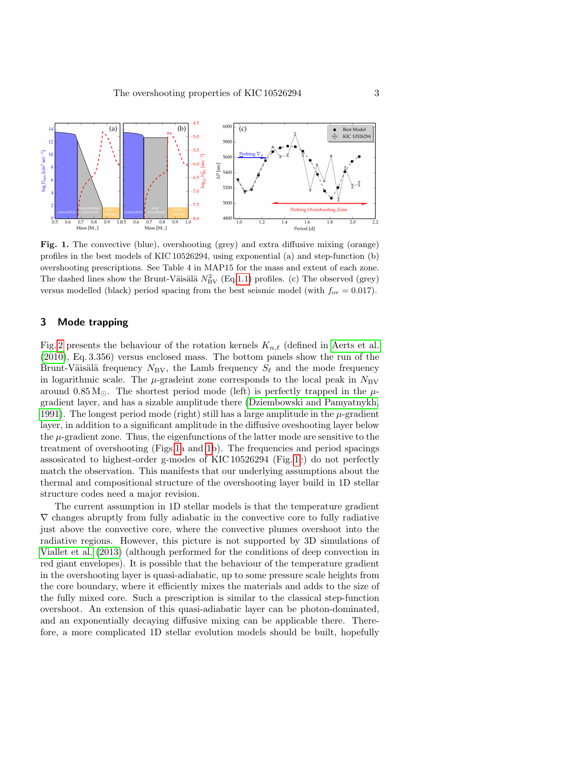**Fig. 1.** The convective (blue), overshooting (grey) and extra diffusive mixing (orange) profiles in the best models of KIC 10526294, using exponential (a) and step-function (b) overshooting prescriptions. See Table 4 in MAP15 for the mass and extent of each zone. The dashed lines show the Brunt-Väisälä $N^2_{\rm BV}$ (Eq.1.1) profiles. (c) The observed (grey) versus modelled (black) period spacing from the best seismic model (with $f_{\rm ov}=0.017$).

## 3 Mode trapping

Fig.2 presents the behaviour of the rotation kernels $K_{n,\ell}$ (defined in Aerts et al. (2010), Eq. 3.356) versus enclosed mass. The bottom panels show the run of the Brunt-Väisälä frequency $N_{\rm BV}$, the Lamb frequency $S_\ell$ and the mode frequency in logarithmic scale. The $\mu$-gradeint zone corresponds to the local peak in $N_{\rm BV}$ around $0.85\,{\rm M}_\odot$. The shortest period mode (left) is perfectly trapped in the $\mu$-gradient layer, and has a sizable amplitude there (Dziembowski and Pamyatnykh, 1991). The longest period mode (right) still has a large amplitude in the $\mu$-gradient layer, in addition to a significant amplitude in the diffusive oveshooting layer below the $\mu$-gradient zone. Thus, the eigenfunctions of the latter mode are sensitive to the treatment of overshooting (Figs.1a and 1b). The frequencies and period spacings assosicated to highest-order g-modes of KIC 10526294 (Fig.1c) do not perfectly match the observation. This manifests that our underlying assumptions about the thermal and compositional structure of the overshooting layer build in 1D stellar structure codes need a major revision.

The current assumption in 1D stellar models is that the temperature gradient $\nabla$ changes abruptly from fully adiabatic in the convective core to fully radiative just above the convective core, where the convective plumes overshoot into the radiative regions. However, this picture is not supported by 3D simulations of Viallet et al. (2013) (although performed for the conditions of deep convection in red giant envelopes). It is possible that the behaviour of the temperature gradient in the overshooting layer is quasi-adiabatic, up to some pressure scale heights from the core boundary, where it efficiently mixes the materials and adds to the size of the fully mixed core. Such a prescription is similar to the classical step-function overshoot. An extension of this quasi-adiabatic layer can be photon-dominated, and an exponentially decaying diffusive mixing can be applicable there. Therefore, a more complicated 1D stellar evolution models should be built, hopefully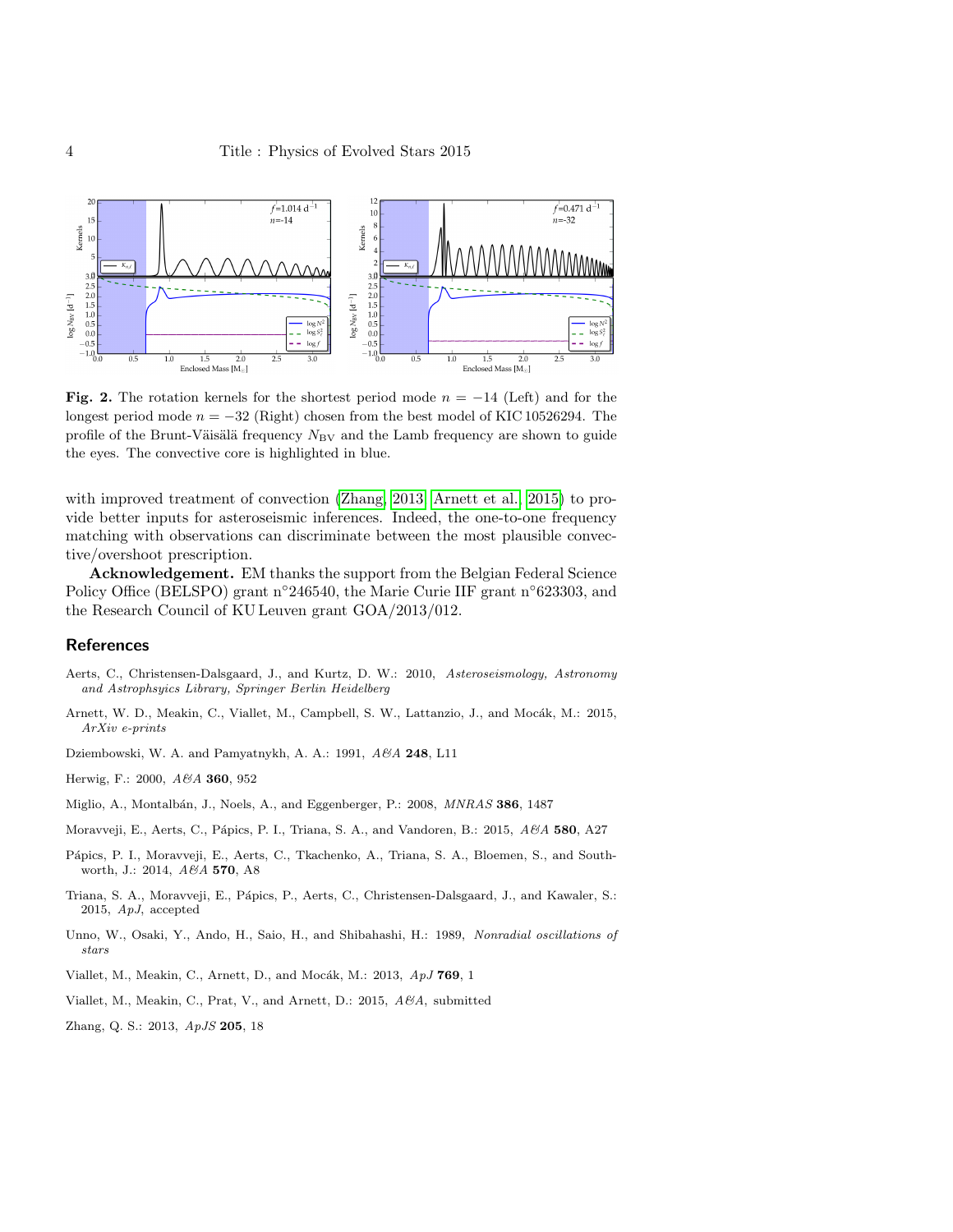f=1.014 d$^{-1}$
n=-14

Kernels

$K_{n,\ell}$

log $N_{\rm BV}$ [d$^{-1}$]

log $N^2$
log $S_\ell^2$
log $f$

Enclosed Mass [M$_\odot$]

f=0.471 d$^{-1}$
n=-32

Kernels

$K_{n,\ell}$

log $N_{\rm BV}$ [d$^{-1}$]

log $N^2$
log $S_\ell^2$
log $f$

Enclosed Mass [M$_\odot$]

**Fig. 2.** The rotation kernels for the shortest period mode $n = -14$ (Left) and for the longest period mode $n = -32$ (Right) chosen from the best model of KIC 10526294. The profile of the Brunt-Väisälä frequency $N_{\rm BV}$ and the Lamb frequency are shown to guide the eyes. The convective core is highlighted in blue.

with improved treatment of convection (Zhang 2013; Arnett et al. 2015) to provide better inputs for asteroseismic inferences. Indeed, the one-to-one frequency matching with observations can discriminate between the most plausible convective/overshoot prescription.

**Acknowledgement.** EM thanks the support from the Belgian Federal Science Policy Office (BELSPO) grant n°246540, the Marie Curie IIF grant n°623303, and the Research Council of KU Leuven grant GOA/2013/012.

## References

Aerts, C., Christensen-Dalsgaard, J., and Kurtz, D. W.: 2010, *Asteroseismology, Astronomy and Astrophsyics Library, Springer Berlin Heidelberg*

Arnett, W. D., Meakin, C., Viallet, M., Campbell, S. W., Lattanzio, J., and Mocák, M.: 2015, *ArXiv e-prints*

Dziembowski, W. A. and Pamyatnykh, A. A.: 1991, *A&A* **248**, L11

Herwig, F.: 2000, *A&A* **360**, 952

Miglio, A., Montalbán, J., Noels, A., and Eggenberger, P.: 2008, *MNRAS* **386**, 1487

Moravveji, E., Aerts, C., Pápics, P. I., Triana, S. A., and Vandoren, B.: 2015, *A&A* **580**, A27

Pápics, P. I., Moravveji, E., Aerts, C., Tkachenko, A., Triana, S. A., Bloemen, S., and Southworth, J.: 2014, *A&A* **570**, A8

Triana, S. A., Moravveji, E., Pápics, P., Aerts, C., Christensen-Dalsgaard, J., and Kawaler, S.: 2015, *ApJ*, accepted

Unno, W., Osaki, Y., Ando, H., Saio, H., and Shibahashi, H.: 1989, *Nonradial oscillations of stars*

Viallet, M., Meakin, C., Arnett, D., and Mocák, M.: 2013, *ApJ* **769**, 1

Viallet, M., Meakin, C., Prat, V., and Arnett, D.: 2015, *A&A*, submitted

Zhang, Q. S.: 2013, *ApJS* **205**, 18